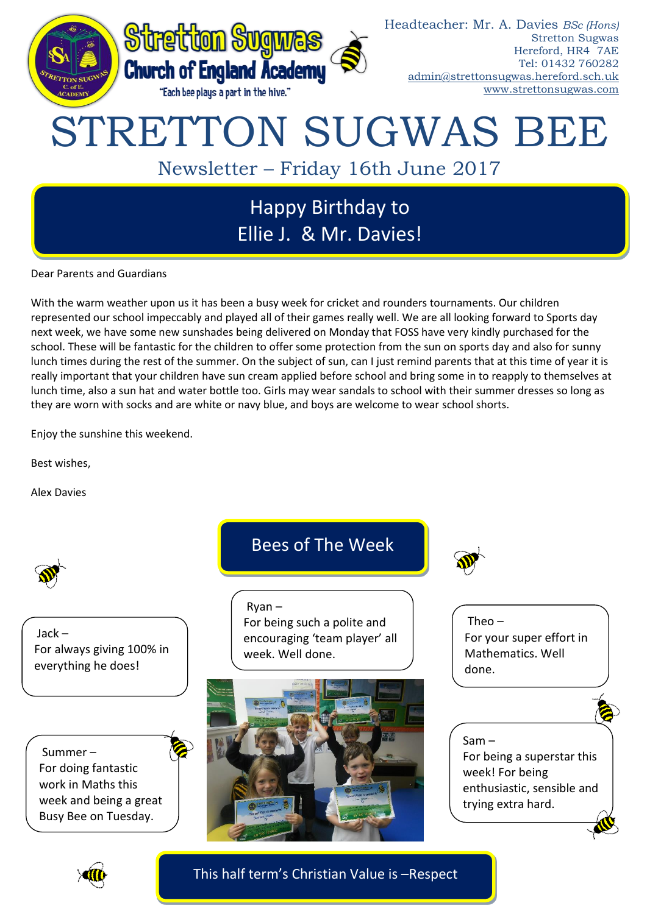Stretton Sugwas Church of England Academy

"Each bee plays a part in the hive."

Headteacher: Mr. A. Davies *BSc (Hons)*
Stretton Sugwas
Hereford, HR4 7AE
Tel: 01432 760282
admin@strettonsugwas.hereford.sch.uk
www.strettonsugwas.com

# STRETTON SUGWAS BEE

## Newsletter – Friday 16th June 2017

### Happy Birthday to Ellie J. & Mr. Davies!

Dear Parents and Guardians

With the warm weather upon us it has been a busy week for cricket and rounders tournaments. Our children represented our school impeccably and played all of their games really well. We are all looking forward to Sports day next week, we have some new sunshades being delivered on Monday that FOSS have very kindly purchased for the school. These will be fantastic for the children to offer some protection from the sun on sports day and also for sunny lunch times during the rest of the summer. On the subject of sun, can I just remind parents that at this time of year it is really important that your children have sun cream applied before school and bring some in to reapply to themselves at lunch time, also a sun hat and water bottle too. Girls may wear sandals to school with their summer dresses so long as they are worn with socks and are white or navy blue, and boys are welcome to wear school shorts.

Enjoy the sunshine this weekend.

Best wishes,

Alex Davies

### Bees of The Week

Jack – For always giving 100% in everything he does!

Ryan – For being such a polite and encouraging 'team player' all week. Well done.

Theo – For your super effort in Mathematics. Well done.

Summer – For doing fantastic work in Maths this week and being a great Busy Bee on Tuesday.

Sam – For being a superstar this week! For being enthusiastic, sensible and trying extra hard.

### This half term's Christian Value is –Respect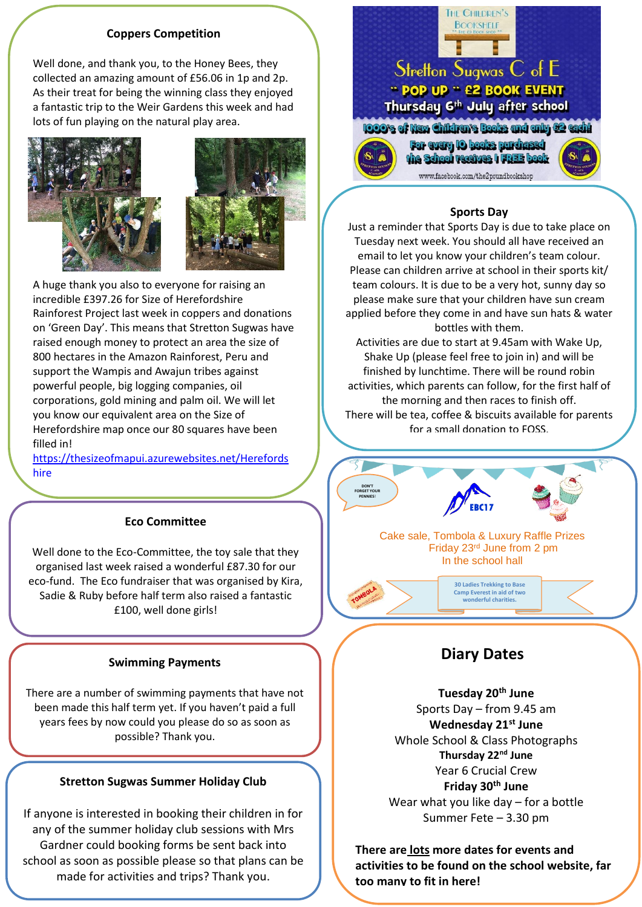## Coppers Competition

Well done, and thank you, to the Honey Bees, they collected an amazing amount of £56.06 in 1p and 2p. As their treat for being the winning class they enjoyed a fantastic trip to the Weir Gardens this week and had lots of fun playing on the natural play area.

A huge thank you also to everyone for raising an incredible £397.26 for Size of Herefordshire Rainforest Project last week in coppers and donations on 'Green Day'. This means that Stretton Sugwas have raised enough money to protect an area the size of 800 hectares in the Amazon Rainforest, Peru and support the Wampis and Awajun tribes against powerful people, big logging companies, oil corporations, gold mining and palm oil. We will let you know our equivalent area on the Size of Herefordshire map once our 80 squares have been filled in!

https://thesizeofmapui.azurewebsites.net/Herefordshire

## Eco Committee

Well done to the Eco-Committee, the toy sale that they organised last week raised a wonderful £87.30 for our eco-fund. The Eco fundraiser that was organised by Kira, Sadie & Ruby before half term also raised a fantastic £100, well done girls!

## Swimming Payments

There are a number of swimming payments that have not been made this half term yet. If you haven't paid a full years fees by now could you please do so as soon as possible? Thank you.

## Stretton Sugwas Summer Holiday Club

If anyone is interested in booking their children in for any of the summer holiday club sessions with Mrs Gardner could booking forms be sent back into school as soon as possible please so that plans can be made for activities and trips? Thank you.

THE CHILDREN'S BOOKSHELF
~ THE £2 BOOK SHOP ~

Stretton Sugwas C of E
~ POP UP ~ £2 BOOK EVENT
Thursday 6th July after school
1000's of New Children's Books and only £2 each!
For every 10 books purchased the School receives 1 FREE book
www.facebook.com/the2poundbookshop

## Sports Day

Just a reminder that Sports Day is due to take place on Tuesday next week. You should all have received an email to let you know your children's team colour. Please can children arrive at school in their sports kit/ team colours. It is due to be a very hot, sunny day so please make sure that your children have sun cream applied before they come in and have sun hats & water bottles with them.

Activities are due to start at 9.45am with Wake Up, Shake Up (please feel free to join in) and will be finished by lunchtime. There will be round robin activities, which parents can follow, for the first half of the morning and then races to finish off.

There will be tea, coffee & biscuits available for parents for a small donation to FOSS.

DON'T FORGET YOUR PENNIES!

EBC17

Cake sale, Tombola & Luxury Raffle Prizes
Friday 23rd June from 2 pm
In the school hall

TOMBOLA

30 Ladies Trekking to Base Camp Everest in aid of two wonderful charities.

## Diary Dates

**Tuesday 20th June**
Sports Day – from 9.45 am
**Wednesday 21st June**
Whole School & Class Photographs
**Thursday 22nd June**
Year 6 Crucial Crew
**Friday 30th June**
Wear what you like day – for a bottle
Summer Fete – 3.30 pm

**There are lots more dates for events and activities to be found on the school website, far too many to fit in here!**